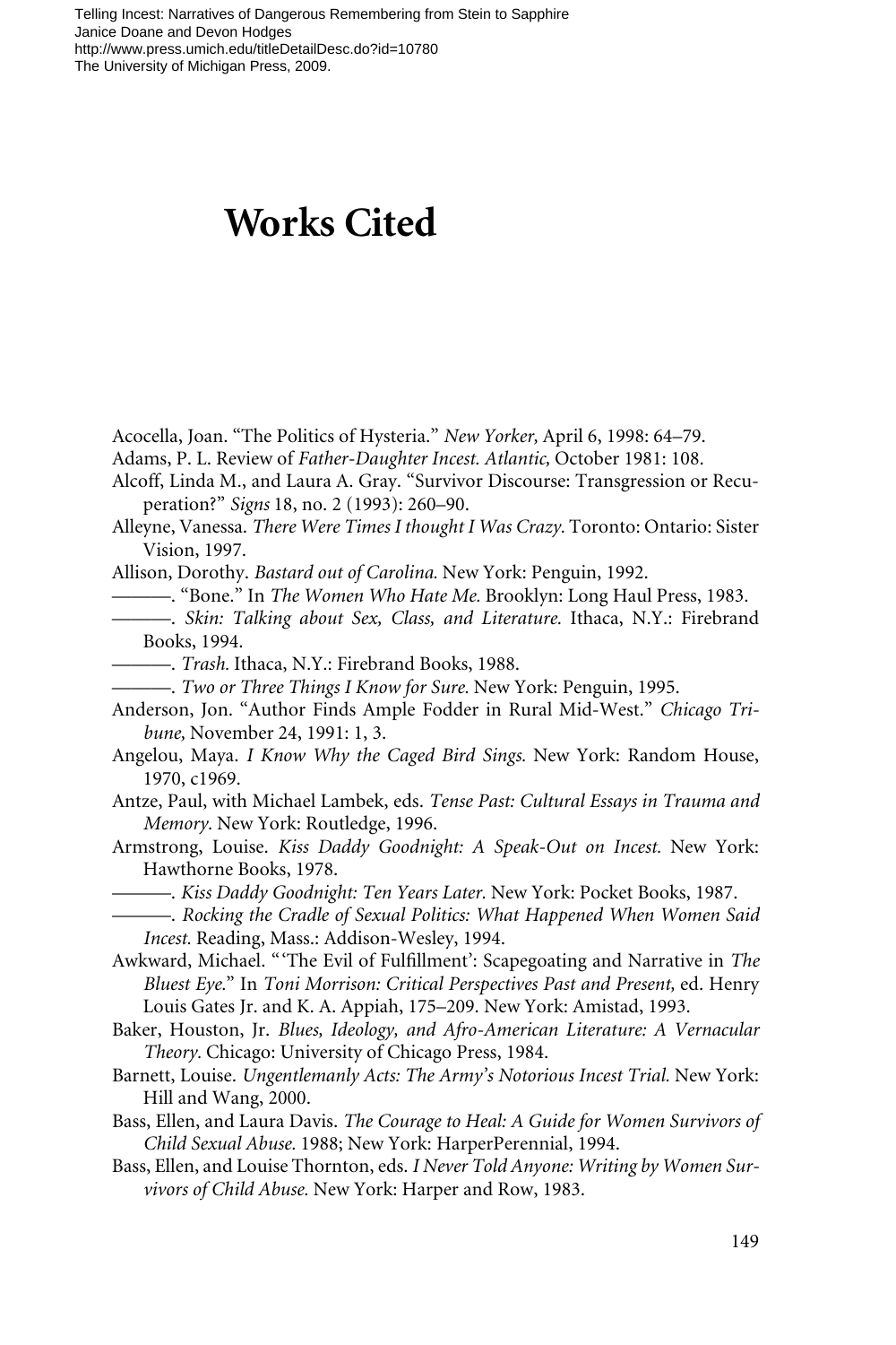# Works Cited

Acocella, Joan. "The Politics of Hysteria." *New Yorker,* April 6, 1998: 64–79.

Adams, P. L. Review of *Father-Daughter Incest. Atlantic,* October 1981: 108.

Alcoff, Linda M., and Laura A. Gray. "Survivor Discourse: Transgression or Recuperation?" *Signs* 18, no. 2 (1993): 260–90.

Alleyne, Vanessa. *There Were Times I thought I Was Crazy.* Toronto: Ontario: Sister Vision, 1997.

Allison, Dorothy. *Bastard out of Carolina.* New York: Penguin, 1992.

———. "Bone." In *The Women Who Hate Me.* Brooklyn: Long Haul Press, 1983.

———. *Skin: Talking about Sex, Class, and Literature.* Ithaca, N.Y.: Firebrand Books, 1994.

———. *Trash.* Ithaca, N.Y.: Firebrand Books, 1988.

———. *Two or Three Things I Know for Sure.* New York: Penguin, 1995.

Anderson, Jon. "Author Finds Ample Fodder in Rural Mid-West." *Chicago Tribune,* November 24, 1991: 1, 3.

Angelou, Maya. *I Know Why the Caged Bird Sings.* New York: Random House, 1970, c1969.

Antze, Paul, with Michael Lambek, eds. *Tense Past: Cultural Essays in Trauma and Memory.* New York: Routledge, 1996.

Armstrong, Louise. *Kiss Daddy Goodnight: A Speak-Out on Incest.* New York: Hawthorne Books, 1978.

———. *Kiss Daddy Goodnight: Ten Years Later.* New York: Pocket Books, 1987.

———. *Rocking the Cradle of Sexual Politics: What Happened When Women Said Incest.* Reading, Mass.: Addison-Wesley, 1994.

Awkward, Michael. "'The Evil of Fulfillment': Scapegoating and Narrative in *The Bluest Eye.*" In *Toni Morrison: Critical Perspectives Past and Present,* ed. Henry Louis Gates Jr. and K. A. Appiah, 175–209. New York: Amistad, 1993.

Baker, Houston, Jr. *Blues, Ideology, and Afro-American Literature: A Vernacular Theory.* Chicago: University of Chicago Press, 1984.

Barnett, Louise. *Ungentlemanly Acts: The Army's Notorious Incest Trial.* New York: Hill and Wang, 2000.

Bass, Ellen, and Laura Davis. *The Courage to Heal: A Guide for Women Survivors of Child Sexual Abuse.* 1988; New York: HarperPerennial, 1994.

Bass, Ellen, and Louise Thornton, eds. *I Never Told Anyone: Writing by Women Survivors of Child Abuse.* New York: Harper and Row, 1983.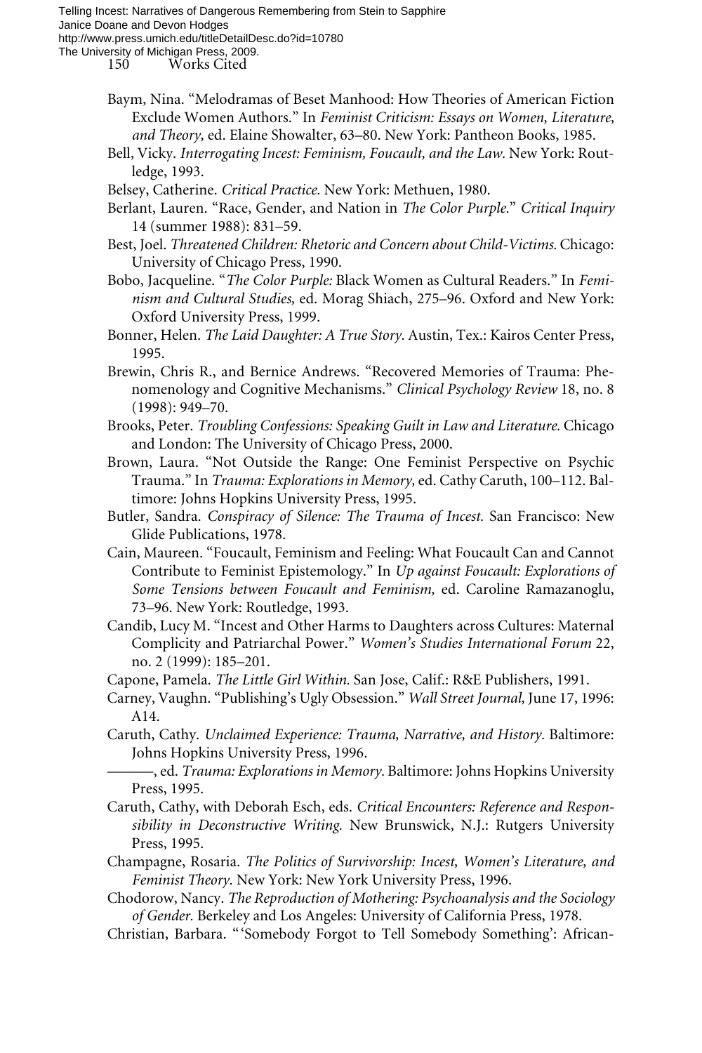Baym, Nina. "Melodramas of Beset Manhood: How Theories of American Fiction Exclude Women Authors." In *Feminist Criticism: Essays on Women, Literature, and Theory,* ed. Elaine Showalter, 63–80. New York: Pantheon Books, 1985.

Bell, Vicky. *Interrogating Incest: Feminism, Foucault, and the Law.* New York: Routledge, 1993.

Belsey, Catherine. *Critical Practice.* New York: Methuen, 1980.

Berlant, Lauren. "Race, Gender, and Nation in *The Color Purple.*" *Critical Inquiry* 14 (summer 1988): 831–59.

Best, Joel. *Threatened Children: Rhetoric and Concern about Child-Victims.* Chicago: University of Chicago Press, 1990.

Bobo, Jacqueline. "*The Color Purple:* Black Women as Cultural Readers." In *Feminism and Cultural Studies,* ed. Morag Shiach, 275–96. Oxford and New York: Oxford University Press, 1999.

Bonner, Helen. *The Laid Daughter: A True Story.* Austin, Tex.: Kairos Center Press, 1995.

Brewin, Chris R., and Bernice Andrews. "Recovered Memories of Trauma: Phenomenology and Cognitive Mechanisms." *Clinical Psychology Review* 18, no. 8 (1998): 949–70.

Brooks, Peter. *Troubling Confessions: Speaking Guilt in Law and Literature.* Chicago and London: The University of Chicago Press, 2000.

Brown, Laura. "Not Outside the Range: One Feminist Perspective on Psychic Trauma." In *Trauma: Explorations in Memory,* ed. Cathy Caruth, 100–112. Baltimore: Johns Hopkins University Press, 1995.

Butler, Sandra. *Conspiracy of Silence: The Trauma of Incest.* San Francisco: New Glide Publications, 1978.

Cain, Maureen. "Foucault, Feminism and Feeling: What Foucault Can and Cannot Contribute to Feminist Epistemology." In *Up against Foucault: Explorations of Some Tensions between Foucault and Feminism,* ed. Caroline Ramazanoglu, 73–96. New York: Routledge, 1993.

Candib, Lucy M. "Incest and Other Harms to Daughters across Cultures: Maternal Complicity and Patriarchal Power." *Women's Studies International Forum* 22, no. 2 (1999): 185–201.

Capone, Pamela. *The Little Girl Within.* San Jose, Calif.: R&E Publishers, 1991.

Carney, Vaughn. "Publishing's Ugly Obsession." *Wall Street Journal,* June 17, 1996: A14.

Caruth, Cathy. *Unclaimed Experience: Trauma, Narrative, and History.* Baltimore: Johns Hopkins University Press, 1996.

———, ed. *Trauma: Explorations in Memory.* Baltimore: Johns Hopkins University Press, 1995.

Caruth, Cathy, with Deborah Esch, eds. *Critical Encounters: Reference and Responsibility in Deconstructive Writing.* New Brunswick, N.J.: Rutgers University Press, 1995.

Champagne, Rosaria. *The Politics of Survivorship: Incest, Women's Literature, and Feminist Theory.* New York: New York University Press, 1996.

Chodorow, Nancy. *The Reproduction of Mothering: Psychoanalysis and the Sociology of Gender.* Berkeley and Los Angeles: University of California Press, 1978.

Christian, Barbara. "'Somebody Forgot to Tell Somebody Something': African-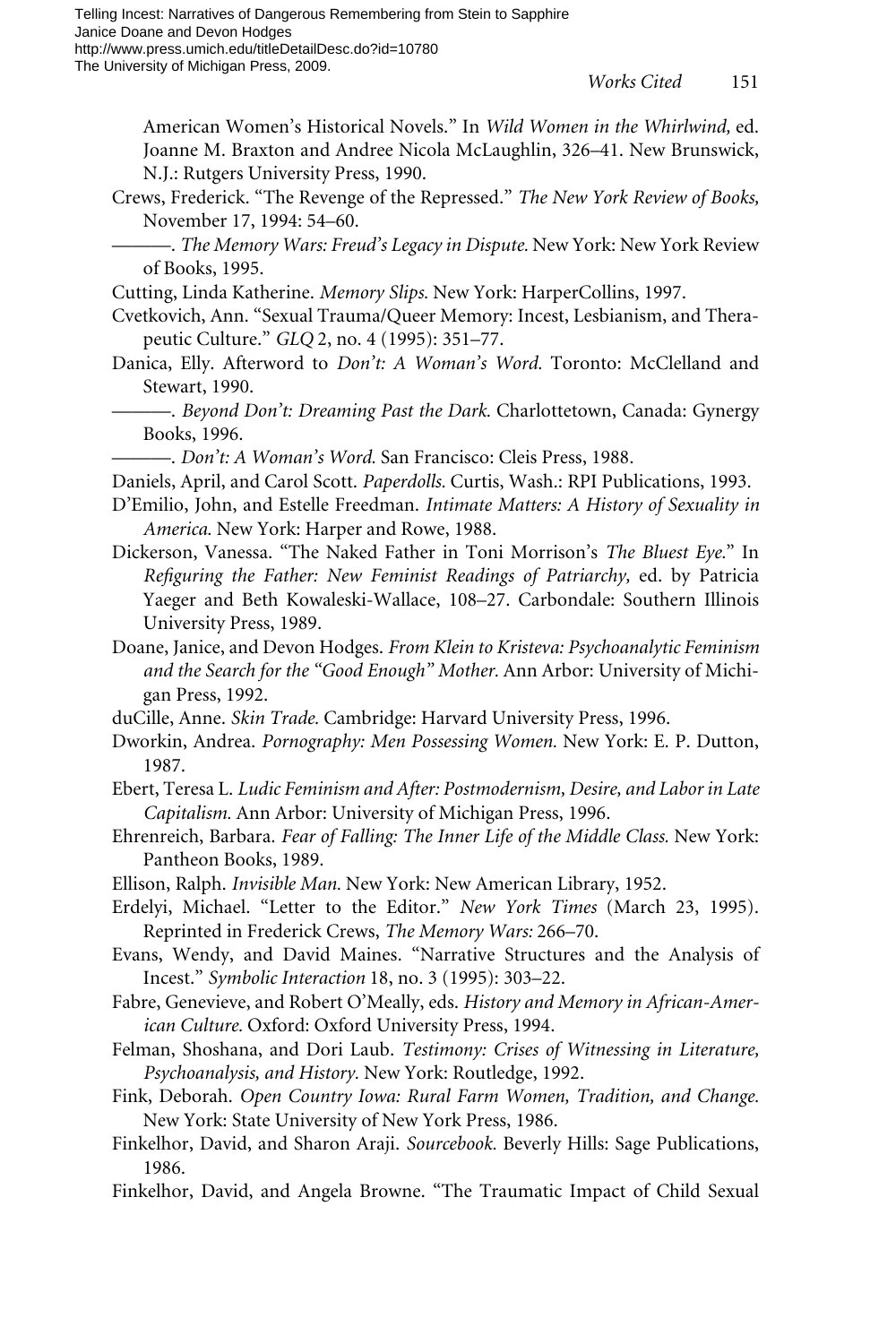American Women's Historical Novels." In *Wild Women in the Whirlwind,* ed. Joanne M. Braxton and Andree Nicola McLaughlin, 326–41. New Brunswick, N.J.: Rutgers University Press, 1990.

Crews, Frederick. "The Revenge of the Repressed." *The New York Review of Books,* November 17, 1994: 54–60.

———. *The Memory Wars: Freud's Legacy in Dispute.* New York: New York Review of Books, 1995.

Cutting, Linda Katherine. *Memory Slips.* New York: HarperCollins, 1997.

Cvetkovich, Ann. "Sexual Trauma/Queer Memory: Incest, Lesbianism, and Therapeutic Culture." *GLQ* 2, no. 4 (1995): 351–77.

Danica, Elly. Afterword to *Don't: A Woman's Word.* Toronto: McClelland and Stewart, 1990.

———. *Beyond Don't: Dreaming Past the Dark.* Charlottetown, Canada: Gynergy Books, 1996.

———. *Don't: A Woman's Word.* San Francisco: Cleis Press, 1988.

Daniels, April, and Carol Scott. *Paperdolls.* Curtis, Wash.: RPI Publications, 1993.

D'Emilio, John, and Estelle Freedman. *Intimate Matters: A History of Sexuality in America.* New York: Harper and Rowe, 1988.

Dickerson, Vanessa. "The Naked Father in Toni Morrison's *The Bluest Eye.*" In *Refiguring the Father: New Feminist Readings of Patriarchy,* ed. by Patricia Yaeger and Beth Kowaleski-Wallace, 108–27. Carbondale: Southern Illinois University Press, 1989.

Doane, Janice, and Devon Hodges. *From Klein to Kristeva: Psychoanalytic Feminism and the Search for the "Good Enough" Mother.* Ann Arbor: University of Michigan Press, 1992.

duCille, Anne. *Skin Trade.* Cambridge: Harvard University Press, 1996.

Dworkin, Andrea. *Pornography: Men Possessing Women.* New York: E. P. Dutton, 1987.

Ebert, Teresa L. *Ludic Feminism and After: Postmodernism, Desire, and Labor in Late Capitalism.* Ann Arbor: University of Michigan Press, 1996.

Ehrenreich, Barbara. *Fear of Falling: The Inner Life of the Middle Class.* New York: Pantheon Books, 1989.

Ellison, Ralph. *Invisible Man.* New York: New American Library, 1952.

Erdelyi, Michael. "Letter to the Editor." *New York Times* (March 23, 1995). Reprinted in Frederick Crews, *The Memory Wars:* 266–70.

Evans, Wendy, and David Maines. "Narrative Structures and the Analysis of Incest." *Symbolic Interaction* 18, no. 3 (1995): 303–22.

Fabre, Genevieve, and Robert O'Meally, eds. *History and Memory in African-American Culture.* Oxford: Oxford University Press, 1994.

Felman, Shoshana, and Dori Laub. *Testimony: Crises of Witnessing in Literature, Psychoanalysis, and History.* New York: Routledge, 1992.

Fink, Deborah. *Open Country Iowa: Rural Farm Women, Tradition, and Change.* New York: State University of New York Press, 1986.

Finkelhor, David, and Sharon Araji. *Sourcebook.* Beverly Hills: Sage Publications, 1986.

Finkelhor, David, and Angela Browne. "The Traumatic Impact of Child Sexual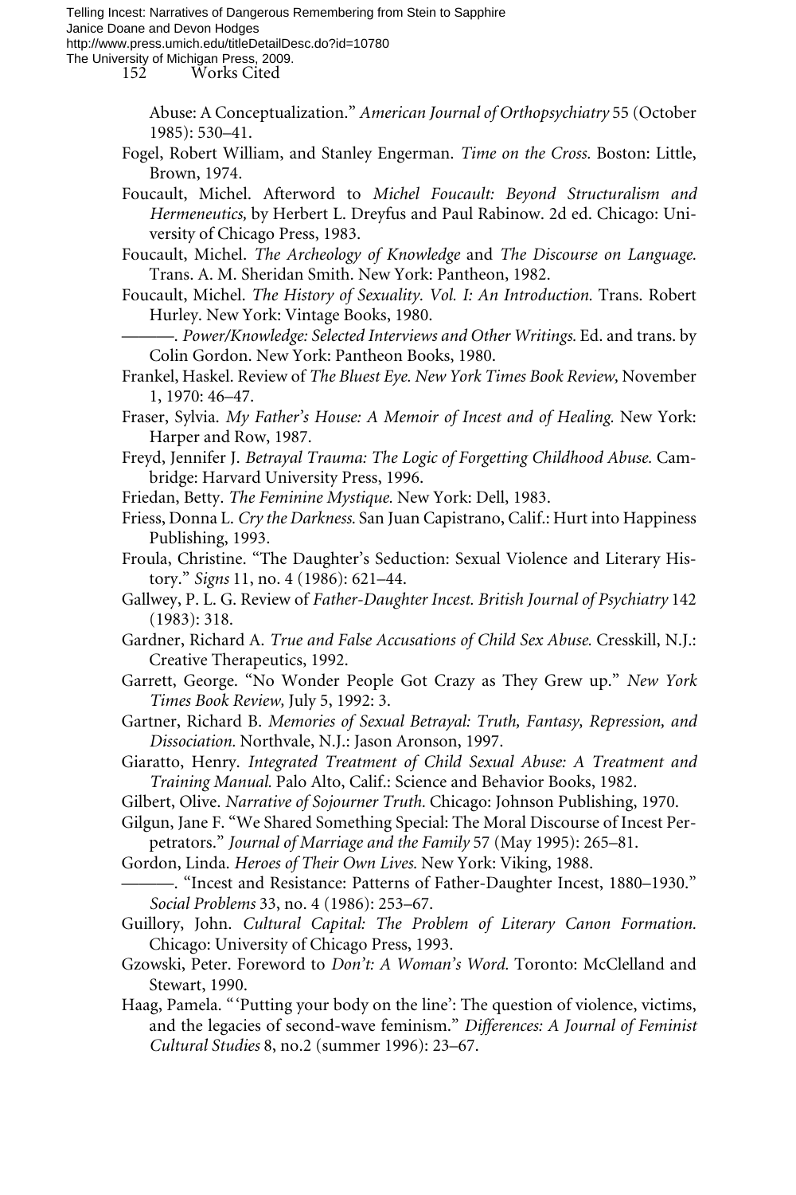Abuse: A Conceptualization." *American Journal of Orthopsychiatry* 55 (October 1985): 530–41.

Fogel, Robert William, and Stanley Engerman. *Time on the Cross.* Boston: Little, Brown, 1974.

Foucault, Michel. Afterword to *Michel Foucault: Beyond Structuralism and Hermeneutics,* by Herbert L. Dreyfus and Paul Rabinow. 2d ed. Chicago: University of Chicago Press, 1983.

Foucault, Michel. *The Archeology of Knowledge* and *The Discourse on Language.* Trans. A. M. Sheridan Smith. New York: Pantheon, 1982.

Foucault, Michel. *The History of Sexuality. Vol. I: An Introduction.* Trans. Robert Hurley. New York: Vintage Books, 1980.

———. *Power/Knowledge: Selected Interviews and Other Writings.* Ed. and trans. by Colin Gordon. New York: Pantheon Books, 1980.

Frankel, Haskel. Review of *The Bluest Eye. New York Times Book Review,* November 1, 1970: 46–47.

Fraser, Sylvia. *My Father's House: A Memoir of Incest and of Healing.* New York: Harper and Row, 1987.

Freyd, Jennifer J. *Betrayal Trauma: The Logic of Forgetting Childhood Abuse.* Cambridge: Harvard University Press, 1996.

Friedan, Betty. *The Feminine Mystique.* New York: Dell, 1983.

Friess, Donna L. *Cry the Darkness.* San Juan Capistrano, Calif.: Hurt into Happiness Publishing, 1993.

Froula, Christine. "The Daughter's Seduction: Sexual Violence and Literary History." *Signs* 11, no. 4 (1986): 621–44.

Gallwey, P. L. G. Review of *Father-Daughter Incest. British Journal of Psychiatry* 142 (1983): 318.

Gardner, Richard A. *True and False Accusations of Child Sex Abuse.* Cresskill, N.J.: Creative Therapeutics, 1992.

Garrett, George. "No Wonder People Got Crazy as They Grew up." *New York Times Book Review,* July 5, 1992: 3.

Gartner, Richard B. *Memories of Sexual Betrayal: Truth, Fantasy, Repression, and Dissociation.* Northvale, N.J.: Jason Aronson, 1997.

Giaratto, Henry. *Integrated Treatment of Child Sexual Abuse: A Treatment and Training Manual.* Palo Alto, Calif.: Science and Behavior Books, 1982.

Gilbert, Olive. *Narrative of Sojourner Truth.* Chicago: Johnson Publishing, 1970.

Gilgun, Jane F. "We Shared Something Special: The Moral Discourse of Incest Perpetrators." *Journal of Marriage and the Family* 57 (May 1995): 265–81.

Gordon, Linda. *Heroes of Their Own Lives.* New York: Viking, 1988.

———. "Incest and Resistance: Patterns of Father-Daughter Incest, 1880–1930." *Social Problems* 33, no. 4 (1986): 253–67.

Guillory, John. *Cultural Capital: The Problem of Literary Canon Formation.* Chicago: University of Chicago Press, 1993.

Gzowski, Peter. Foreword to *Don't: A Woman's Word.* Toronto: McClelland and Stewart, 1990.

Haag, Pamela. "'Putting your body on the line': The question of violence, victims, and the legacies of second-wave feminism." *Differences: A Journal of Feminist Cultural Studies* 8, no.2 (summer 1996): 23–67.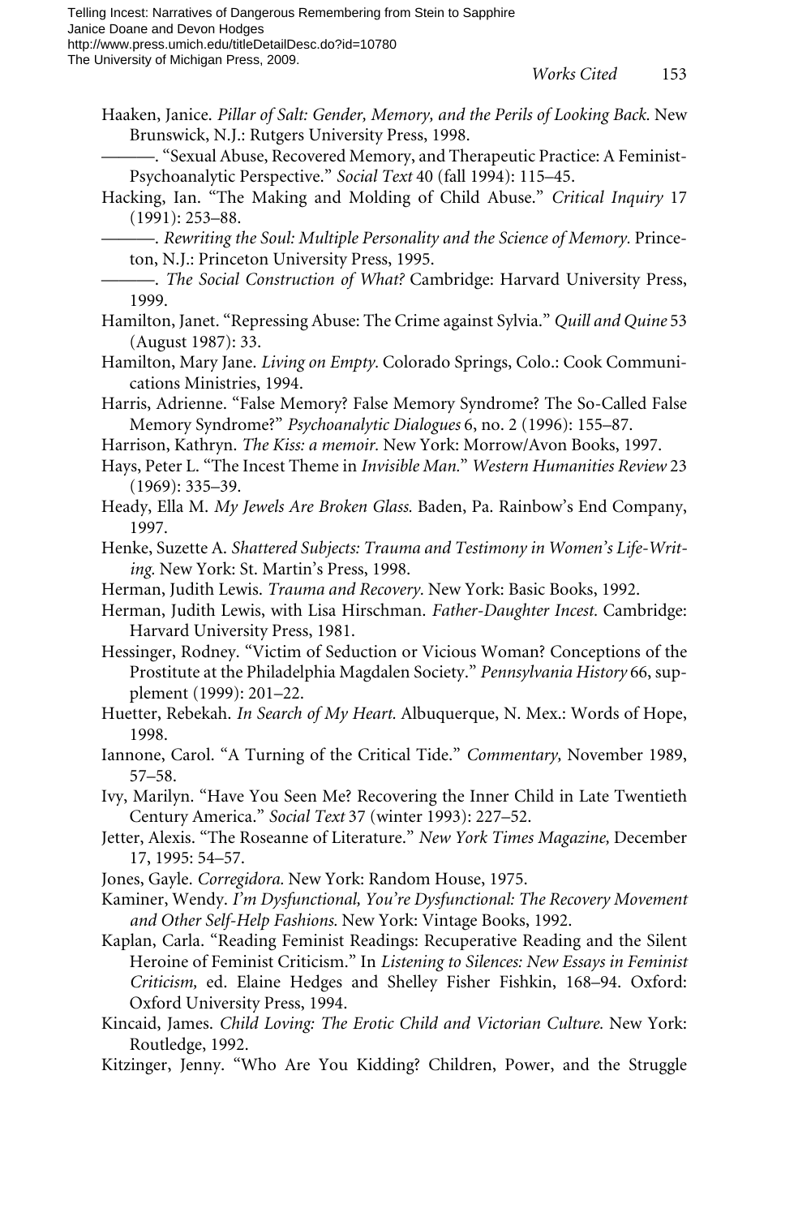Haaken, Janice. *Pillar of Salt: Gender, Memory, and the Perils of Looking Back.* New Brunswick, N.J.: Rutgers University Press, 1998.

———. "Sexual Abuse, Recovered Memory, and Therapeutic Practice: A Feminist-Psychoanalytic Perspective." *Social Text* 40 (fall 1994): 115–45.

Hacking, Ian. "The Making and Molding of Child Abuse." *Critical Inquiry* 17 (1991): 253–88.

———. *Rewriting the Soul: Multiple Personality and the Science of Memory.* Princeton, N.J.: Princeton University Press, 1995.

———. *The Social Construction of What?* Cambridge: Harvard University Press, 1999.

Hamilton, Janet. "Repressing Abuse: The Crime against Sylvia." *Quill and Quine* 53 (August 1987): 33.

Hamilton, Mary Jane. *Living on Empty.* Colorado Springs, Colo.: Cook Communications Ministries, 1994.

Harris, Adrienne. "False Memory? False Memory Syndrome? The So-Called False Memory Syndrome?" *Psychoanalytic Dialogues* 6, no. 2 (1996): 155–87.

Harrison, Kathryn. *The Kiss: a memoir.* New York: Morrow/Avon Books, 1997.

Hays, Peter L. "The Incest Theme in *Invisible Man.*" *Western Humanities Review* 23 (1969): 335–39.

Heady, Ella M. *My Jewels Are Broken Glass.* Baden, Pa. Rainbow's End Company, 1997.

Henke, Suzette A. *Shattered Subjects: Trauma and Testimony in Women's Life-Writing.* New York: St. Martin's Press, 1998.

Herman, Judith Lewis. *Trauma and Recovery.* New York: Basic Books, 1992.

Herman, Judith Lewis, with Lisa Hirschman. *Father-Daughter Incest.* Cambridge: Harvard University Press, 1981.

Hessinger, Rodney. "Victim of Seduction or Vicious Woman? Conceptions of the Prostitute at the Philadelphia Magdalen Society." *Pennsylvania History* 66, supplement (1999): 201–22.

Huetter, Rebekah. *In Search of My Heart.* Albuquerque, N. Mex.: Words of Hope, 1998.

Iannone, Carol. "A Turning of the Critical Tide." *Commentary,* November 1989, 57–58.

Ivy, Marilyn. "Have You Seen Me? Recovering the Inner Child in Late Twentieth Century America." *Social Text* 37 (winter 1993): 227–52.

Jetter, Alexis. "The Roseanne of Literature." *New York Times Magazine,* December 17, 1995: 54–57.

Jones, Gayle. *Corregidora.* New York: Random House, 1975.

Kaminer, Wendy. *I'm Dysfunctional, You're Dysfunctional: The Recovery Movement and Other Self-Help Fashions.* New York: Vintage Books, 1992.

Kaplan, Carla. "Reading Feminist Readings: Recuperative Reading and the Silent Heroine of Feminist Criticism." In *Listening to Silences: New Essays in Feminist Criticism,* ed. Elaine Hedges and Shelley Fisher Fishkin, 168–94. Oxford: Oxford University Press, 1994.

Kincaid, James. *Child Loving: The Erotic Child and Victorian Culture.* New York: Routledge, 1992.

Kitzinger, Jenny. "Who Are You Kidding? Children, Power, and the Struggle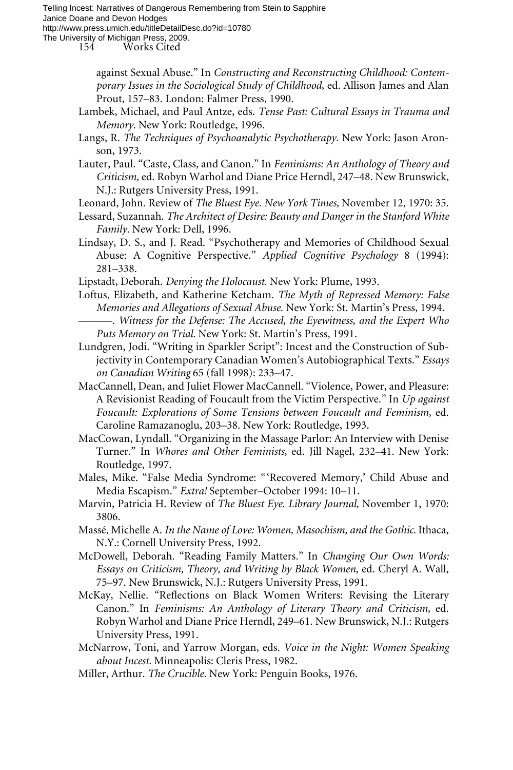against Sexual Abuse." In *Constructing and Reconstructing Childhood: Contemporary Issues in the Sociological Study of Childhood,* ed. Allison James and Alan Prout, 157–83. London: Falmer Press, 1990.

Lambek, Michael, and Paul Antze, eds. *Tense Past: Cultural Essays in Trauma and Memory.* New York: Routledge, 1996.

Langs, R. *The Techniques of Psychoanalytic Psychotherapy.* New York: Jason Aronson, 1973.

Lauter, Paul. "Caste, Class, and Canon." In *Feminisms: An Anthology of Theory and Criticism,* ed. Robyn Warhol and Diane Price Herndl, 247–48. New Brunswick, N.J.: Rutgers University Press, 1991.

Leonard, John. Review of *The Bluest Eye. New York Times,* November 12, 1970: 35.

Lessard, Suzannah. *The Architect of Desire: Beauty and Danger in the Stanford White Family.* New York: Dell, 1996.

Lindsay, D. S., and J. Read. "Psychotherapy and Memories of Childhood Sexual Abuse: A Cognitive Perspective." *Applied Cognitive Psychology* 8 (1994): 281–338.

Lipstadt, Deborah. *Denying the Holocaust.* New York: Plume, 1993.

Loftus, Elizabeth, and Katherine Ketcham. *The Myth of Repressed Memory: False Memories and Allegations of Sexual Abuse.* New York: St. Martin's Press, 1994.

———. *Witness for the Defense: The Accused, the Eyewitness, and the Expert Who Puts Memory on Trial.* New York: St. Martin's Press, 1991.

Lundgren, Jodi. "Writing in Sparkler Script": Incest and the Construction of Subjectivity in Contemporary Canadian Women's Autobiographical Texts." *Essays on Canadian Writing* 65 (fall 1998): 233–47.

MacCannell, Dean, and Juliet Flower MacCannell. "Violence, Power, and Pleasure: A Revisionist Reading of Foucault from the Victim Perspective." In *Up against Foucault: Explorations of Some Tensions between Foucault and Feminism,* ed. Caroline Ramazanoglu, 203–38. New York: Routledge, 1993.

MacCowan, Lyndall. "Organizing in the Massage Parlor: An Interview with Denise Turner." In *Whores and Other Feminists,* ed. Jill Nagel, 232–41. New York: Routledge, 1997.

Males, Mike. "False Media Syndrome: "'Recovered Memory,' Child Abuse and Media Escapism." *Extra!* September–October 1994: 10–11.

Marvin, Patricia H. Review of *The Bluest Eye. Library Journal,* November 1, 1970: 3806.

Massé, Michelle A. *In the Name of Love: Women, Masochism, and the Gothic.* Ithaca, N.Y.: Cornell University Press, 1992.

McDowell, Deborah. "Reading Family Matters." In *Changing Our Own Words: Essays on Criticism, Theory, and Writing by Black Women,* ed. Cheryl A. Wall, 75–97. New Brunswick, N.J.: Rutgers University Press, 1991.

McKay, Nellie. "Reflections on Black Women Writers: Revising the Literary Canon." In *Feminisms: An Anthology of Literary Theory and Criticism,* ed. Robyn Warhol and Diane Price Herndl, 249–61. New Brunswick, N.J.: Rutgers University Press, 1991.

McNarrow, Toni, and Yarrow Morgan, eds. *Voice in the Night: Women Speaking about Incest.* Minneapolis: Cleris Press, 1982.

Miller, Arthur. *The Crucible.* New York: Penguin Books, 1976.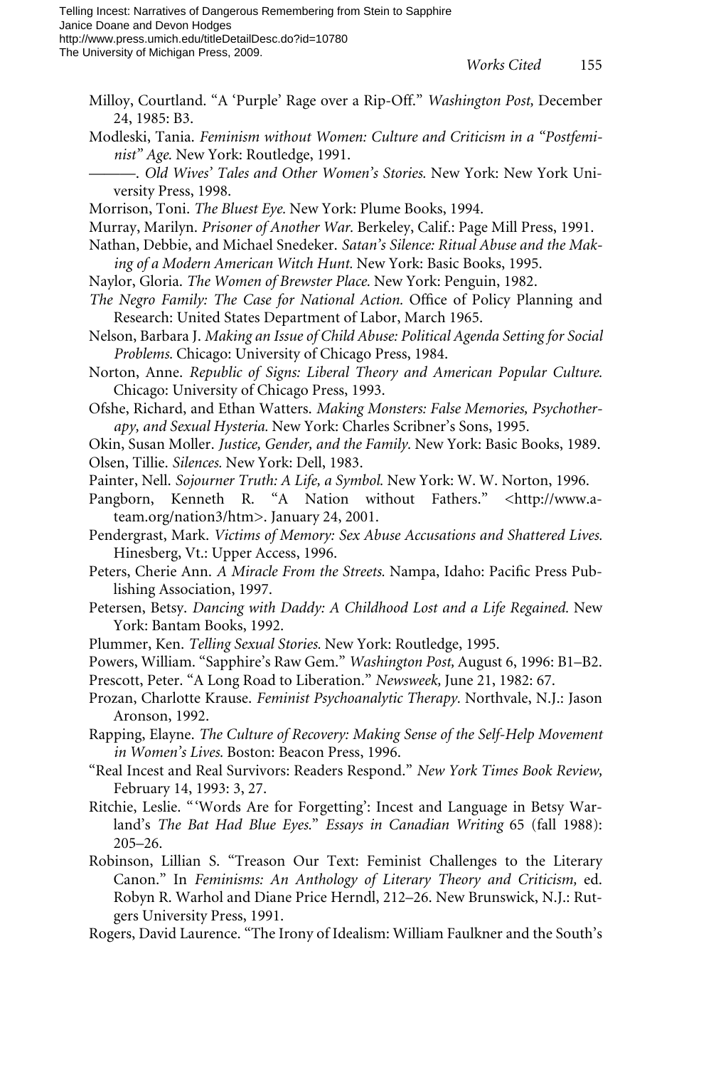Milloy, Courtland. "A 'Purple' Rage over a Rip-Off." *Washington Post,* December 24, 1985: B3.

Modleski, Tania. *Feminism without Women: Culture and Criticism in a "Postfeminist" Age.* New York: Routledge, 1991.

———. *Old Wives' Tales and Other Women's Stories.* New York: New York University Press, 1998.

Morrison, Toni. *The Bluest Eye.* New York: Plume Books, 1994.

Murray, Marilyn. *Prisoner of Another War.* Berkeley, Calif.: Page Mill Press, 1991.

Nathan, Debbie, and Michael Snedeker. *Satan's Silence: Ritual Abuse and the Making of a Modern American Witch Hunt.* New York: Basic Books, 1995.

Naylor, Gloria. *The Women of Brewster Place.* New York: Penguin, 1982.

*The Negro Family: The Case for National Action.* Office of Policy Planning and Research: United States Department of Labor, March 1965.

Nelson, Barbara J. *Making an Issue of Child Abuse: Political Agenda Setting for Social Problems.* Chicago: University of Chicago Press, 1984.

Norton, Anne. *Republic of Signs: Liberal Theory and American Popular Culture.* Chicago: University of Chicago Press, 1993.

Ofshe, Richard, and Ethan Watters. *Making Monsters: False Memories, Psychotherapy, and Sexual Hysteria.* New York: Charles Scribner's Sons, 1995.

Okin, Susan Moller. *Justice, Gender, and the Family.* New York: Basic Books, 1989.

Olsen, Tillie. *Silences.* New York: Dell, 1983.

Painter, Nell. *Sojourner Truth: A Life, a Symbol.* New York: W. W. Norton, 1996.

Pangborn, Kenneth R. "A Nation without Fathers." <http://www.a-team.org/nation3/htm>. January 24, 2001.

Pendergrast, Mark. *Victims of Memory: Sex Abuse Accusations and Shattered Lives.* Hinesberg, Vt.: Upper Access, 1996.

Peters, Cherie Ann. *A Miracle From the Streets.* Nampa, Idaho: Pacific Press Publishing Association, 1997.

Petersen, Betsy. *Dancing with Daddy: A Childhood Lost and a Life Regained.* New York: Bantam Books, 1992.

Plummer, Ken. *Telling Sexual Stories.* New York: Routledge, 1995.

Powers, William. "Sapphire's Raw Gem." *Washington Post,* August 6, 1996: B1–B2.

Prescott, Peter. "A Long Road to Liberation." *Newsweek,* June 21, 1982: 67.

Prozan, Charlotte Krause. *Feminist Psychoanalytic Therapy.* Northvale, N.J.: Jason Aronson, 1992.

Rapping, Elayne. *The Culture of Recovery: Making Sense of the Self-Help Movement in Women's Lives.* Boston: Beacon Press, 1996.

"Real Incest and Real Survivors: Readers Respond." *New York Times Book Review,* February 14, 1993: 3, 27.

Ritchie, Leslie. "'Words Are for Forgetting': Incest and Language in Betsy Warland's *The Bat Had Blue Eyes.*" *Essays in Canadian Writing* 65 (fall 1988): 205–26.

Robinson, Lillian S. "Treason Our Text: Feminist Challenges to the Literary Canon." In *Feminisms: An Anthology of Literary Theory and Criticism,* ed. Robyn R. Warhol and Diane Price Herndl, 212–26. New Brunswick, N.J.: Rutgers University Press, 1991.

Rogers, David Laurence. "The Irony of Idealism: William Faulkner and the South's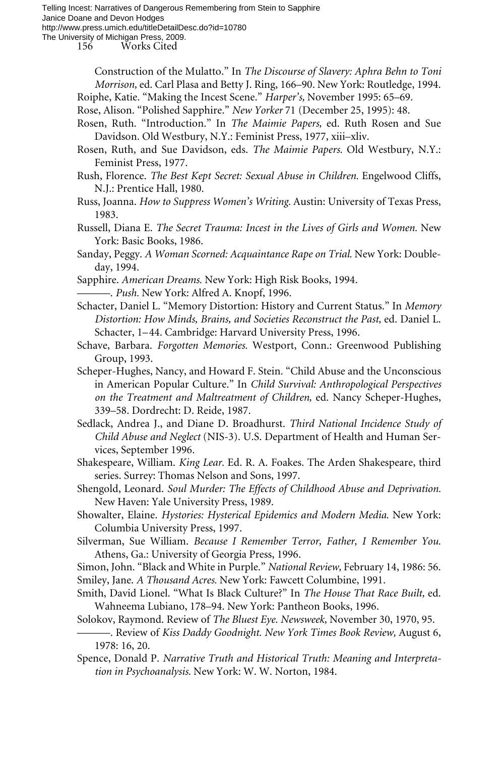Construction of the Mulatto." In *The Discourse of Slavery: Aphra Behn to Toni Morrison,* ed. Carl Plasa and Betty J. Ring, 166–90. New York: Routledge, 1994.

Roiphe, Katie. "Making the Incest Scene." *Harper's,* November 1995: 65–69.

Rose, Alison. "Polished Sapphire." *New Yorker* 71 (December 25, 1995): 48.

Rosen, Ruth. "Introduction." In *The Maimie Papers,* ed. Ruth Rosen and Sue Davidson. Old Westbury, N.Y.: Feminist Press, 1977, xiii–xliv.

Rosen, Ruth, and Sue Davidson, eds. *The Maimie Papers.* Old Westbury, N.Y.: Feminist Press, 1977.

Rush, Florence. *The Best Kept Secret: Sexual Abuse in Children.* Engelwood Cliffs, N.J.: Prentice Hall, 1980.

Russ, Joanna. *How to Suppress Women's Writing.* Austin: University of Texas Press, 1983.

Russell, Diana E. *The Secret Trauma: Incest in the Lives of Girls and Women.* New York: Basic Books, 1986.

Sanday, Peggy. *A Woman Scorned: Acquaintance Rape on Trial.* New York: Doubleday, 1994.

Sapphire. *American Dreams.* New York: High Risk Books, 1994.

———. *Push.* New York: Alfred A. Knopf, 1996.

Schacter, Daniel L. "Memory Distortion: History and Current Status." In *Memory Distortion: How Minds, Brains, and Societies Reconstruct the Past,* ed. Daniel L. Schacter, 1–44. Cambridge: Harvard University Press, 1996.

Schave, Barbara. *Forgotten Memories.* Westport, Conn.: Greenwood Publishing Group, 1993.

Scheper-Hughes, Nancy, and Howard F. Stein. "Child Abuse and the Unconscious in American Popular Culture." In *Child Survival: Anthropological Perspectives on the Treatment and Maltreatment of Children,* ed. Nancy Scheper-Hughes, 339–58. Dordrecht: D. Reide, 1987.

Sedlack, Andrea J., and Diane D. Broadhurst. *Third National Incidence Study of Child Abuse and Neglect* (NIS-3). U.S. Department of Health and Human Services, September 1996.

Shakespeare, William. *King Lear.* Ed. R. A. Foakes. The Arden Shakespeare, third series. Surrey: Thomas Nelson and Sons, 1997.

Shengold, Leonard. *Soul Murder: The Effects of Childhood Abuse and Deprivation.* New Haven: Yale University Press, 1989.

Showalter, Elaine. *Hystories: Hysterical Epidemics and Modern Media.* New York: Columbia University Press, 1997.

Silverman, Sue William. *Because I Remember Terror, Father, I Remember You.* Athens, Ga.: University of Georgia Press, 1996.

Simon, John. "Black and White in Purple." *National Review,* February 14, 1986: 56.

Smiley, Jane. *A Thousand Acres.* New York: Fawcett Columbine, 1991.

Smith, David Lionel. "What Is Black Culture?" In *The House That Race Built,* ed. Wahneema Lubiano, 178–94. New York: Pantheon Books, 1996.

Solokov, Raymond. Review of *The Bluest Eye. Newsweek,* November 30, 1970, 95.

———. Review of *Kiss Daddy Goodnight. New York Times Book Review,* August 6, 1978: 16, 20.

Spence, Donald P. *Narrative Truth and Historical Truth: Meaning and Interpretation in Psychoanalysis.* New York: W. W. Norton, 1984.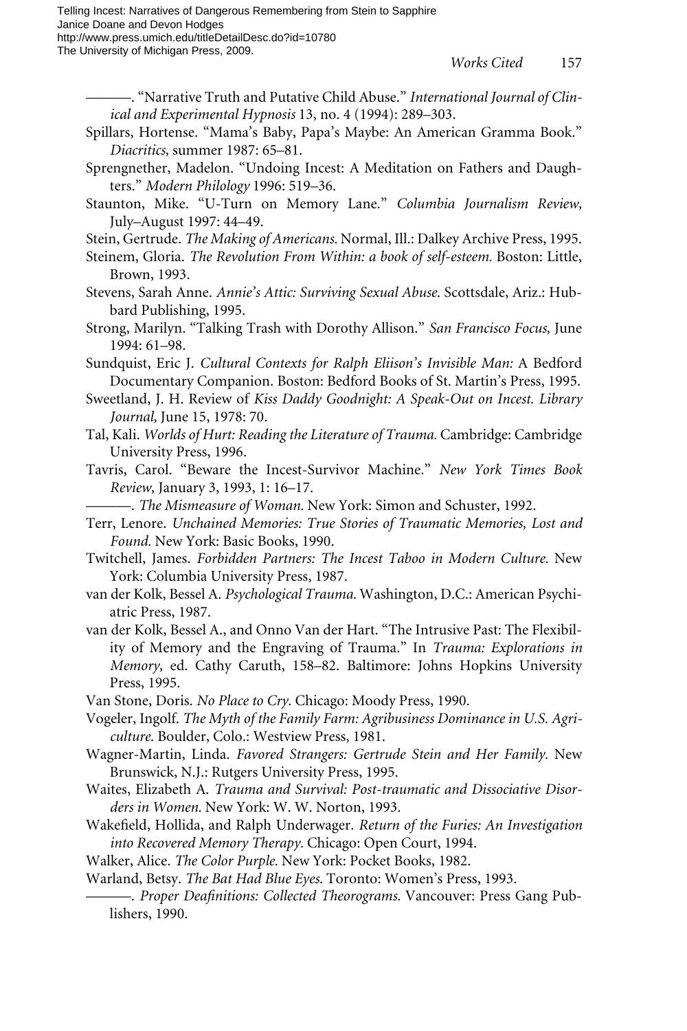———. "Narrative Truth and Putative Child Abuse." *International Journal of Clinical and Experimental Hypnosis* 13, no. 4 (1994): 289–303.

Spillars, Hortense. "Mama's Baby, Papa's Maybe: An American Gramma Book." *Diacritics,* summer 1987: 65–81.

Sprengnether, Madelon. "Undoing Incest: A Meditation on Fathers and Daughters." *Modern Philology* 1996: 519–36.

Staunton, Mike. "U-Turn on Memory Lane." *Columbia Journalism Review,* July–August 1997: 44–49.

Stein, Gertrude. *The Making of Americans.* Normal, Ill.: Dalkey Archive Press, 1995.

Steinem, Gloria. *The Revolution From Within: a book of self-esteem.* Boston: Little, Brown, 1993.

Stevens, Sarah Anne. *Annie's Attic: Surviving Sexual Abuse.* Scottsdale, Ariz.: Hubbard Publishing, 1995.

Strong, Marilyn. "Talking Trash with Dorothy Allison." *San Francisco Focus,* June 1994: 61–98.

Sundquist, Eric J. *Cultural Contexts for Ralph Eliison's Invisible Man:* A Bedford Documentary Companion. Boston: Bedford Books of St. Martin's Press, 1995.

Sweetland, J. H. Review of *Kiss Daddy Goodnight: A Speak-Out on Incest. Library Journal,* June 15, 1978: 70.

Tal, Kali. *Worlds of Hurt: Reading the Literature of Trauma.* Cambridge: Cambridge University Press, 1996.

Tavris, Carol. "Beware the Incest-Survivor Machine." *New York Times Book Review,* January 3, 1993, 1: 16–17.

———. *The Mismeasure of Woman.* New York: Simon and Schuster, 1992.

Terr, Lenore. *Unchained Memories: True Stories of Traumatic Memories, Lost and Found.* New York: Basic Books, 1990.

Twitchell, James. *Forbidden Partners: The Incest Taboo in Modern Culture.* New York: Columbia University Press, 1987.

van der Kolk, Bessel A. *Psychological Trauma.* Washington, D.C.: American Psychiatric Press, 1987.

van der Kolk, Bessel A., and Onno Van der Hart. "The Intrusive Past: The Flexibility of Memory and the Engraving of Trauma." In *Trauma: Explorations in Memory,* ed. Cathy Caruth, 158–82. Baltimore: Johns Hopkins University Press, 1995.

Van Stone, Doris. *No Place to Cry.* Chicago: Moody Press, 1990.

Vogeler, Ingolf. *The Myth of the Family Farm: Agribusiness Dominance in U.S. Agriculture.* Boulder, Colo.: Westview Press, 1981.

Wagner-Martin, Linda. *Favored Strangers: Gertrude Stein and Her Family.* New Brunswick, N.J.: Rutgers University Press, 1995.

Waites, Elizabeth A. *Trauma and Survival: Post-traumatic and Dissociative Disorders in Women.* New York: W. W. Norton, 1993.

Wakefield, Hollida, and Ralph Underwager. *Return of the Furies: An Investigation into Recovered Memory Therapy.* Chicago: Open Court, 1994.

Walker, Alice. *The Color Purple.* New York: Pocket Books, 1982.

Warland, Betsy. *The Bat Had Blue Eyes.* Toronto: Women's Press, 1993.

———. *Proper Deafinitions: Collected Theorograms.* Vancouver: Press Gang Publishers, 1990.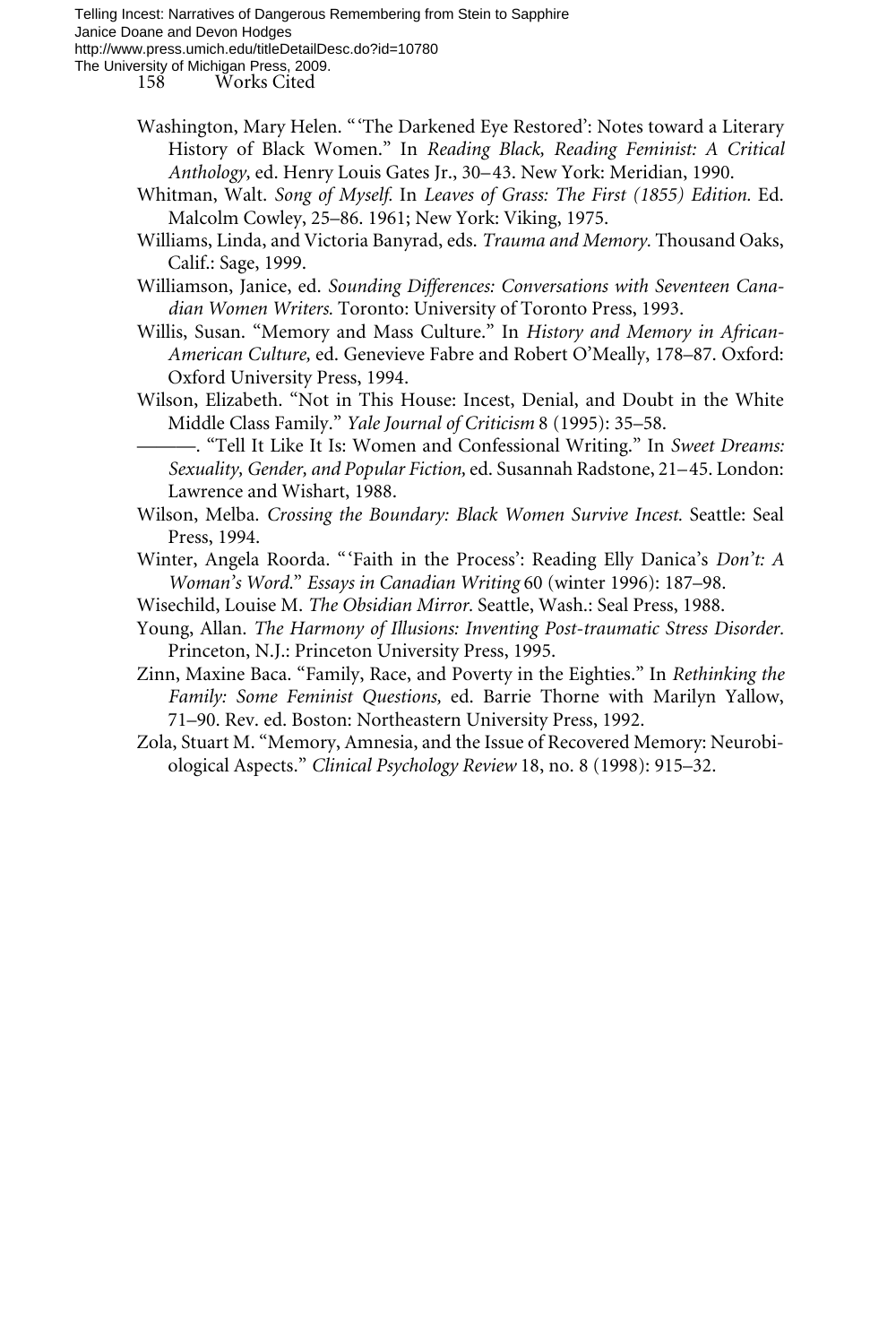Washington, Mary Helen. "'The Darkened Eye Restored': Notes toward a Literary History of Black Women." In *Reading Black, Reading Feminist: A Critical Anthology,* ed. Henry Louis Gates Jr., 30–43. New York: Meridian, 1990.

Whitman, Walt. *Song of Myself.* In *Leaves of Grass: The First (1855) Edition.* Ed. Malcolm Cowley, 25–86. 1961; New York: Viking, 1975.

Williams, Linda, and Victoria Banyrad, eds. *Trauma and Memory.* Thousand Oaks, Calif.: Sage, 1999.

Williamson, Janice, ed. *Sounding Differences: Conversations with Seventeen Canadian Women Writers.* Toronto: University of Toronto Press, 1993.

Willis, Susan. "Memory and Mass Culture." In *History and Memory in African-American Culture,* ed. Genevieve Fabre and Robert O'Meally, 178–87. Oxford: Oxford University Press, 1994.

Wilson, Elizabeth. "Not in This House: Incest, Denial, and Doubt in the White Middle Class Family." *Yale Journal of Criticism* 8 (1995): 35–58.

———. "Tell It Like It Is: Women and Confessional Writing." In *Sweet Dreams: Sexuality, Gender, and Popular Fiction,* ed. Susannah Radstone, 21–45. London: Lawrence and Wishart, 1988.

Wilson, Melba. *Crossing the Boundary: Black Women Survive Incest.* Seattle: Seal Press, 1994.

Winter, Angela Roorda. "'Faith in the Process': Reading Elly Danica's *Don't: A Woman's Word.*" *Essays in Canadian Writing* 60 (winter 1996): 187–98.

Wisechild, Louise M. *The Obsidian Mirror.* Seattle, Wash.: Seal Press, 1988.

Young, Allan. *The Harmony of Illusions: Inventing Post-traumatic Stress Disorder.* Princeton, N.J.: Princeton University Press, 1995.

Zinn, Maxine Baca. "Family, Race, and Poverty in the Eighties." In *Rethinking the Family: Some Feminist Questions,* ed. Barrie Thorne with Marilyn Yallow, 71–90. Rev. ed. Boston: Northeastern University Press, 1992.

Zola, Stuart M. "Memory, Amnesia, and the Issue of Recovered Memory: Neurobiological Aspects." *Clinical Psychology Review* 18, no. 8 (1998): 915–32.